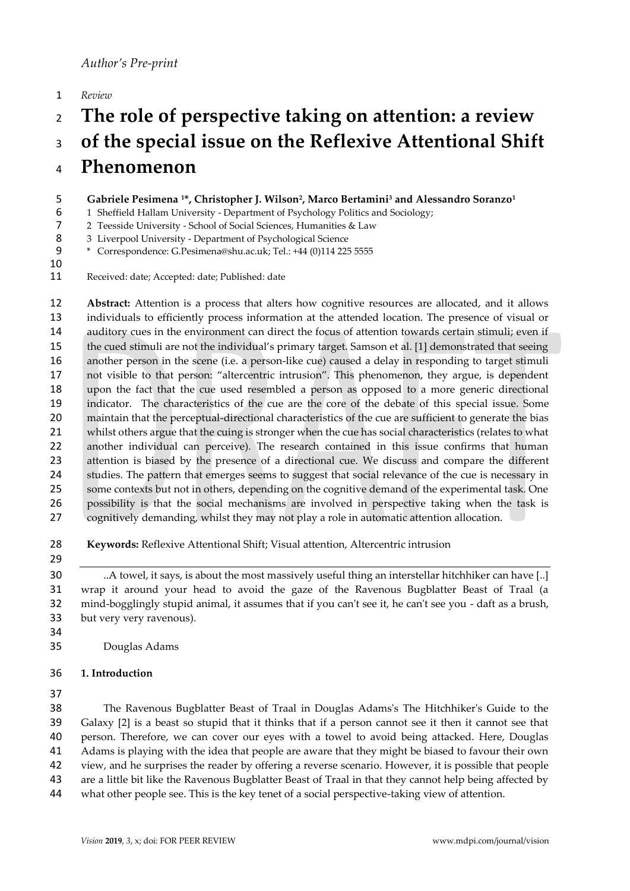*Author's Pre-print*

*Review*

# The role of perspective taking on attention: a review of the special issue on the Reflexive Attentional Shift Phenomenon

**Gabriele Pesimena [1]*, Christopher J. Wilson[2], Marco Bertamini[3] and Alessandro Soranzo[1]**

1 Sheffield Hallam University - Department of Psychology Politics and Sociology;
2 Teesside University - School of Social Sciences, Humanities & Law
3 Liverpool University - Department of Psychological Science
* Correspondence: G.Pesimena@shu.ac.uk; Tel.: +44 (0)114 225 5555

Received: date; Accepted: date; Published: date

**Abstract:** Attention is a process that alters how cognitive resources are allocated, and it allows individuals to efficiently process information at the attended location. The presence of visual or auditory cues in the environment can direct the focus of attention towards certain stimuli; even if the cued stimuli are not the individual's primary target. Samson et al. [1] demonstrated that seeing another person in the scene (i.e. a person-like cue) caused a delay in responding to target stimuli not visible to that person: "altercentric intrusion". This phenomenon, they argue, is dependent upon the fact that the cue used resembled a person as opposed to a more generic directional indicator. The characteristics of the cue are the core of the debate of this special issue. Some maintain that the perceptual-directional characteristics of the cue are sufficient to generate the bias whilst others argue that the cuing is stronger when the cue has social characteristics (relates to what another individual can perceive). The research contained in this issue confirms that human attention is biased by the presence of a directional cue. We discuss and compare the different studies. The pattern that emerges seems to suggest that social relevance of the cue is necessary in some contexts but not in others, depending on the cognitive demand of the experimental task. One possibility is that the social mechanisms are involved in perspective taking when the task is cognitively demanding, whilst they may not play a role in automatic attention allocation.

**Keywords:** Reflexive Attentional Shift; Visual attention, Altercentric intrusion

---

..A towel, it says, is about the most massively useful thing an interstellar hitchhiker can have [..] wrap it around your head to avoid the gaze of the Ravenous Bugblatter Beast of Traal (a mind-bogglingly stupid animal, it assumes that if you can't see it, he can't see you - daft as a brush, but very very ravenous).

Douglas Adams

## 1. Introduction

The Ravenous Bugblatter Beast of Traal in Douglas Adams's The Hitchhiker's Guide to the Galaxy [2] is a beast so stupid that it thinks that if a person cannot see it then it cannot see that person. Therefore, we can cover our eyes with a towel to avoid being attacked. Here, Douglas Adams is playing with the idea that people are aware that they might be biased to favour their own view, and he surprises the reader by offering a reverse scenario. However, it is possible that people are a little bit like the Ravenous Bugblatter Beast of Traal in that they cannot help being affected by what other people see. This is the key tenet of a social perspective-taking view of attention.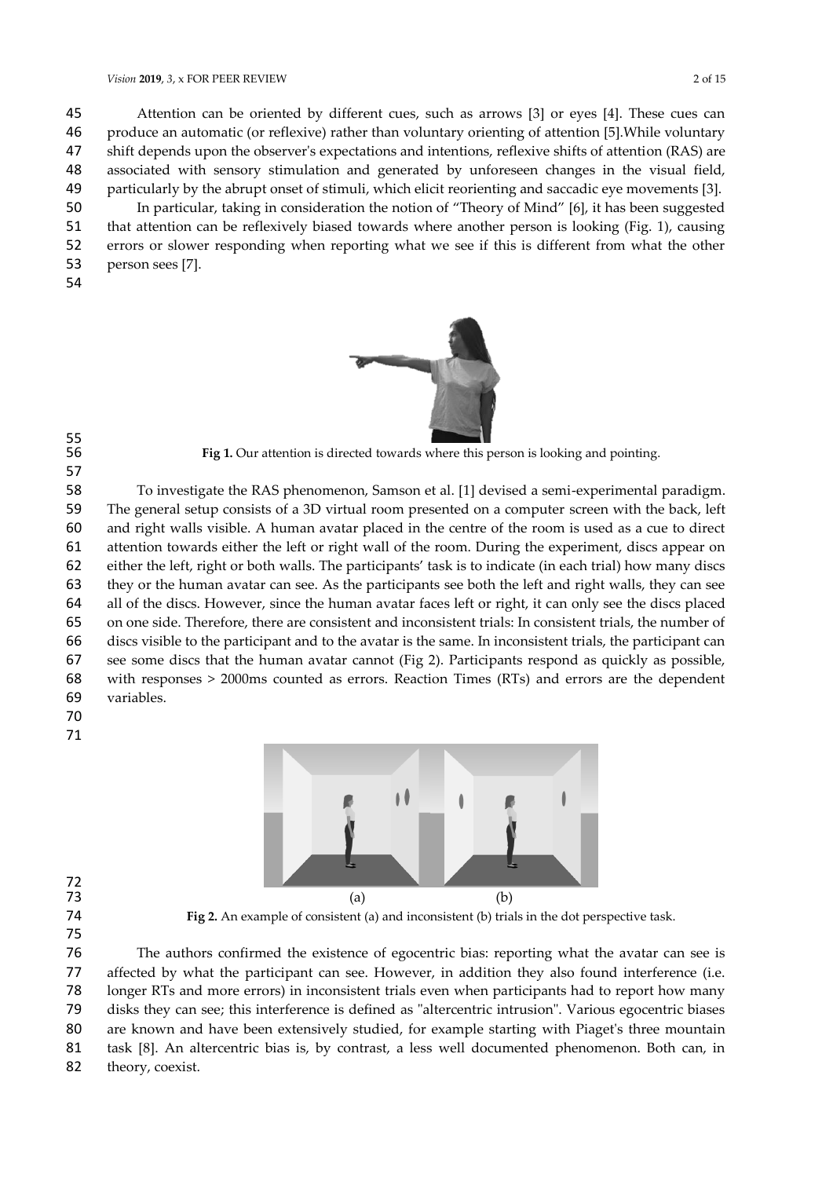Attention can be oriented by different cues, such as arrows [3] or eyes [4]. These cues can produce an automatic (or reflexive) rather than voluntary orienting of attention [5].While voluntary shift depends upon the observer's expectations and intentions, reflexive shifts of attention (RAS) are associated with sensory stimulation and generated by unforeseen changes in the visual field, particularly by the abrupt onset of stimuli, which elicit reorienting and saccadic eye movements [3].

In particular, taking in consideration the notion of "Theory of Mind" [6], it has been suggested that attention can be reflexively biased towards where another person is looking (Fig. 1), causing errors or slower responding when reporting what we see if this is different from what the other person sees [7].

**Fig 1.** Our attention is directed towards where this person is looking and pointing.

To investigate the RAS phenomenon, Samson et al. [1] devised a semi-experimental paradigm. The general setup consists of a 3D virtual room presented on a computer screen with the back, left and right walls visible. A human avatar placed in the centre of the room is used as a cue to direct attention towards either the left or right wall of the room. During the experiment, discs appear on either the left, right or both walls. The participants' task is to indicate (in each trial) how many discs they or the human avatar can see. As the participants see both the left and right walls, they can see all of the discs. However, since the human avatar faces left or right, it can only see the discs placed on one side. Therefore, there are consistent and inconsistent trials: In consistent trials, the number of discs visible to the participant and to the avatar is the same. In inconsistent trials, the participant can see some discs that the human avatar cannot (Fig 2). Participants respond as quickly as possible, with responses > 2000ms counted as errors. Reaction Times (RTs) and errors are the dependent variables.

(a) (b)

**Fig 2.** An example of consistent (a) and inconsistent (b) trials in the dot perspective task.

The authors confirmed the existence of egocentric bias: reporting what the avatar can see is affected by what the participant can see. However, in addition they also found interference (i.e. longer RTs and more errors) in inconsistent trials even when participants had to report how many disks they can see; this interference is defined as "altercentric intrusion". Various egocentric biases are known and have been extensively studied, for example starting with Piaget's three mountain task [8]. An altercentric bias is, by contrast, a less well documented phenomenon. Both can, in theory, coexist.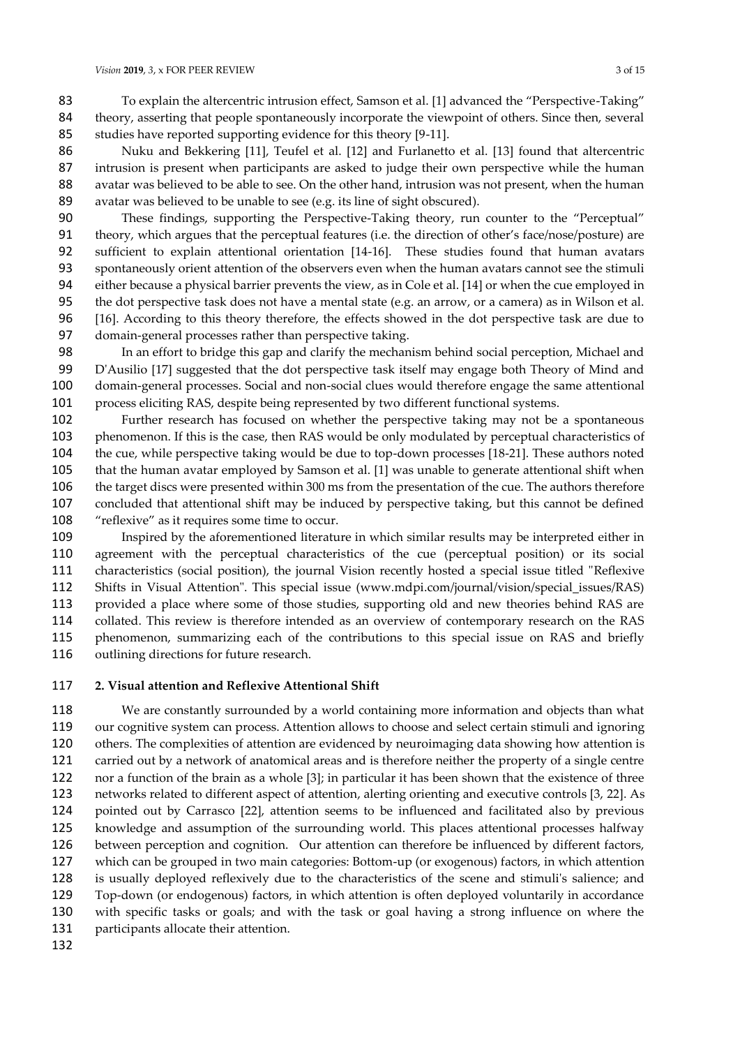To explain the altercentric intrusion effect, Samson et al. [1] advanced the "Perspective-Taking" theory, asserting that people spontaneously incorporate the viewpoint of others. Since then, several studies have reported supporting evidence for this theory [9-11].

Nuku and Bekkering [11], Teufel et al. [12] and Furlanetto et al. [13] found that altercentric intrusion is present when participants are asked to judge their own perspective while the human avatar was believed to be able to see. On the other hand, intrusion was not present, when the human avatar was believed to be unable to see (e.g. its line of sight obscured).

These findings, supporting the Perspective-Taking theory, run counter to the "Perceptual" theory, which argues that the perceptual features (i.e. the direction of other's face/nose/posture) are sufficient to explain attentional orientation [14-16]. These studies found that human avatars spontaneously orient attention of the observers even when the human avatars cannot see the stimuli either because a physical barrier prevents the view, as in Cole et al. [14] or when the cue employed in the dot perspective task does not have a mental state (e.g. an arrow, or a camera) as in Wilson et al. [16]. According to this theory therefore, the effects showed in the dot perspective task are due to domain-general processes rather than perspective taking.

In an effort to bridge this gap and clarify the mechanism behind social perception, Michael and D'Ausilio [17] suggested that the dot perspective task itself may engage both Theory of Mind and domain-general processes. Social and non-social clues would therefore engage the same attentional process eliciting RAS, despite being represented by two different functional systems.

Further research has focused on whether the perspective taking may not be a spontaneous phenomenon. If this is the case, then RAS would be only modulated by perceptual characteristics of the cue, while perspective taking would be due to top-down processes [18-21]. These authors noted that the human avatar employed by Samson et al. [1] was unable to generate attentional shift when the target discs were presented within 300 ms from the presentation of the cue. The authors therefore concluded that attentional shift may be induced by perspective taking, but this cannot be defined "reflexive" as it requires some time to occur.

Inspired by the aforementioned literature in which similar results may be interpreted either in agreement with the perceptual characteristics of the cue (perceptual position) or its social characteristics (social position), the journal Vision recently hosted a special issue titled "Reflexive Shifts in Visual Attention". This special issue (www.mdpi.com/journal/vision/special_issues/RAS) provided a place where some of those studies, supporting old and new theories behind RAS are collated. This review is therefore intended as an overview of contemporary research on the RAS phenomenon, summarizing each of the contributions to this special issue on RAS and briefly outlining directions for future research.

## 2. Visual attention and Reflexive Attentional Shift

We are constantly surrounded by a world containing more information and objects than what our cognitive system can process. Attention allows to choose and select certain stimuli and ignoring others. The complexities of attention are evidenced by neuroimaging data showing how attention is carried out by a network of anatomical areas and is therefore neither the property of a single centre nor a function of the brain as a whole [3]; in particular it has been shown that the existence of three networks related to different aspect of attention, alerting orienting and executive controls [3, 22]. As pointed out by Carrasco [22], attention seems to be influenced and facilitated also by previous knowledge and assumption of the surrounding world. This places attentional processes halfway between perception and cognition. Our attention can therefore be influenced by different factors, which can be grouped in two main categories: Bottom-up (or exogenous) factors, in which attention is usually deployed reflexively due to the characteristics of the scene and stimuli's salience; and Top-down (or endogenous) factors, in which attention is often deployed voluntarily in accordance with specific tasks or goals; and with the task or goal having a strong influence on where the participants allocate their attention.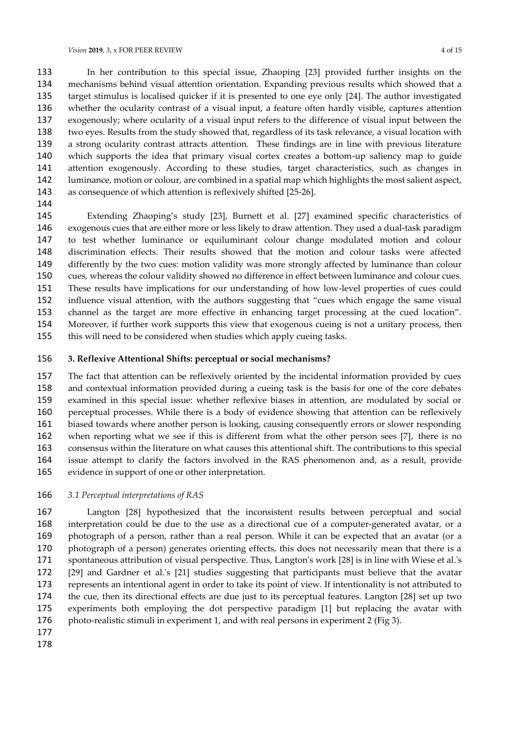In her contribution to this special issue, Zhaoping [23] provided further insights on the mechanisms behind visual attention orientation. Expanding previous results which showed that a target stimulus is localised quicker if it is presented to one eye only [24]. The author investigated whether the ocularity contrast of a visual input, a feature often hardly visible, captures attention exogenously; where ocularity of a visual input refers to the difference of visual input between the two eyes. Results from the study showed that, regardless of its task relevance, a visual location with a strong ocularity contrast attracts attention. These findings are in line with previous literature which supports the idea that primary visual cortex creates a bottom-up saliency map to guide attention exogenously. According to these studies, target characteristics, such as changes in luminance, motion or colour, are combined in a spatial map which highlights the most salient aspect, as consequence of which attention is reflexively shifted [25-26].

Extending Zhaoping's study [23], Burnett et al. [27] examined specific characteristics of exogenous cues that are either more or less likely to draw attention. They used a dual-task paradigm to test whether luminance or equiluminant colour change modulated motion and colour discrimination effects. Their results showed that the motion and colour tasks were affected differently by the two cues: motion validity was more strongly affected by luminance than colour cues, whereas the colour validity showed no difference in effect between luminance and colour cues. These results have implications for our understanding of how low-level properties of cues could influence visual attention, with the authors suggesting that "cues which engage the same visual channel as the target are more effective in enhancing target processing at the cued location". Moreover, if further work supports this view that exogenous cueing is not a unitary process, then this will need to be considered when studies which apply cueing tasks.

## 3. Reflexive Attentional Shifts: perceptual or social mechanisms?

The fact that attention can be reflexively oriented by the incidental information provided by cues and contextual information provided during a cueing task is the basis for one of the core debates examined in this special issue: whether reflexive biases in attention, are modulated by social or perceptual processes. While there is a body of evidence showing that attention can be reflexively biased towards where another person is looking, causing consequently errors or slower responding when reporting what we see if this is different from what the other person sees [7], there is no consensus within the literature on what causes this attentional shift. The contributions to this special issue attempt to clarify the factors involved in the RAS phenomenon and, as a result, provide evidence in support of one or other interpretation.

### *3.1 Perceptual interpretations of RAS*

Langton [28] hypothesized that the inconsistent results between perceptual and social interpretation could be due to the use as a directional cue of a computer-generated avatar, or a photograph of a person, rather than a real person. While it can be expected that an avatar (or a photograph of a person) generates orienting effects, this does not necessarily mean that there is a spontaneous attribution of visual perspective. Thus, Langton's work [28] is in line with Wiese et al.'s [29] and Gardner et al.'s [21] studies suggesting that participants must believe that the avatar represents an intentional agent in order to take its point of view. If intentionality is not attributed to the cue, then its directional effects are due just to its perceptual features. Langton [28] set up two experiments both employing the dot perspective paradigm [1] but replacing the avatar with photo-realistic stimuli in experiment 1, and with real persons in experiment 2 (Fig 3).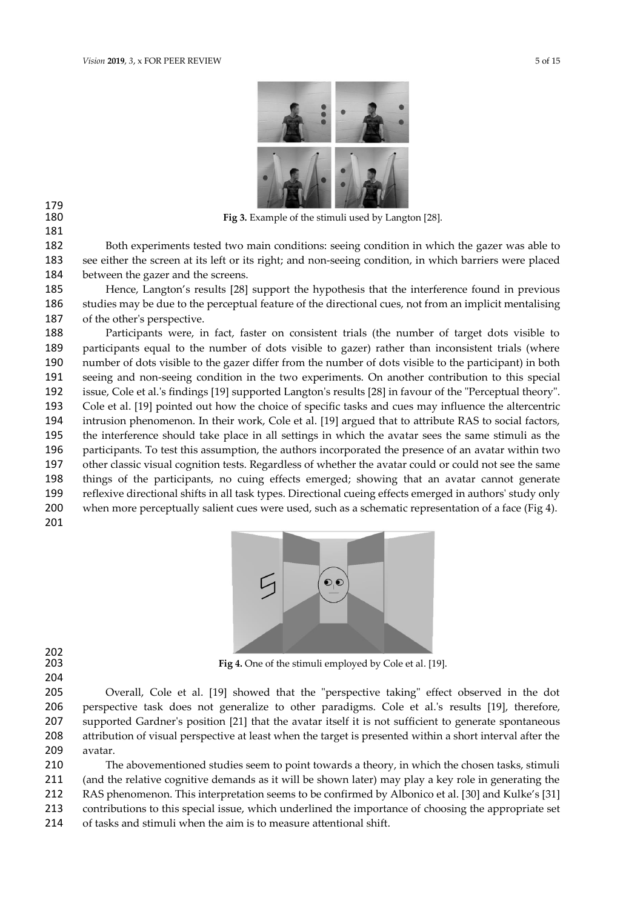**Fig 3.** Example of the stimuli used by Langton [28].

Both experiments tested two main conditions: seeing condition in which the gazer was able to see either the screen at its left or its right; and non-seeing condition, in which barriers were placed between the gazer and the screens.

Hence, Langton's results [28] support the hypothesis that the interference found in previous studies may be due to the perceptual feature of the directional cues, not from an implicit mentalising of the other's perspective.

Participants were, in fact, faster on consistent trials (the number of target dots visible to participants equal to the number of dots visible to gazer) rather than inconsistent trials (where number of dots visible to the gazer differ from the number of dots visible to the participant) in both seeing and non-seeing condition in the two experiments. On another contribution to this special issue, Cole et al.'s findings [19] supported Langton's results [28] in favour of the "Perceptual theory". Cole et al. [19] pointed out how the choice of specific tasks and cues may influence the altercentric intrusion phenomenon. In their work, Cole et al. [19] argued that to attribute RAS to social factors, the interference should take place in all settings in which the avatar sees the same stimuli as the participants. To test this assumption, the authors incorporated the presence of an avatar within two other classic visual cognition tests. Regardless of whether the avatar could or could not see the same things of the participants, no cuing effects emerged; showing that an avatar cannot generate reflexive directional shifts in all task types. Directional cueing effects emerged in authors' study only when more perceptually salient cues were used, such as a schematic representation of a face (Fig 4).

**Fig 4.** One of the stimuli employed by Cole et al. [19].

Overall, Cole et al. [19] showed that the "perspective taking" effect observed in the dot perspective task does not generalize to other paradigms. Cole et al.'s results [19], therefore, supported Gardner's position [21] that the avatar itself it is not sufficient to generate spontaneous attribution of visual perspective at least when the target is presented within a short interval after the avatar.

The abovementioned studies seem to point towards a theory, in which the chosen tasks, stimuli (and the relative cognitive demands as it will be shown later) may play a key role in generating the RAS phenomenon. This interpretation seems to be confirmed by Albonico et al. [30] and Kulke's [31] contributions to this special issue, which underlined the importance of choosing the appropriate set of tasks and stimuli when the aim is to measure attentional shift.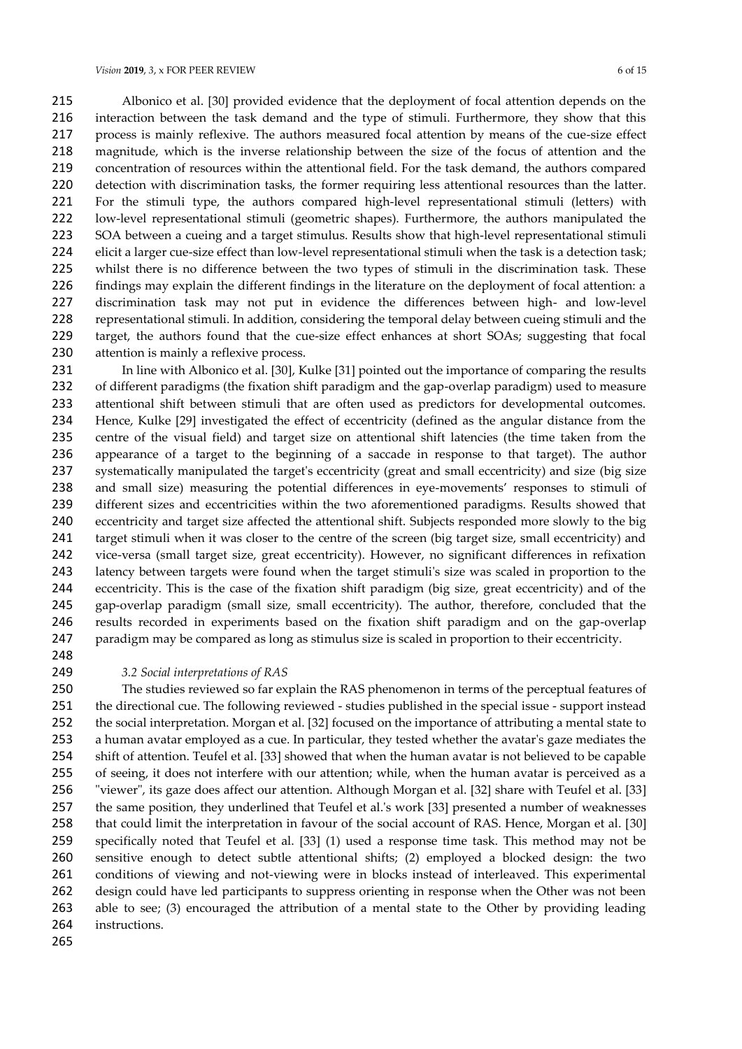Albonico et al. [30] provided evidence that the deployment of focal attention depends on the interaction between the task demand and the type of stimuli. Furthermore, they show that this process is mainly reflexive. The authors measured focal attention by means of the cue-size effect magnitude, which is the inverse relationship between the size of the focus of attention and the concentration of resources within the attentional field. For the task demand, the authors compared detection with discrimination tasks, the former requiring less attentional resources than the latter. For the stimuli type, the authors compared high-level representational stimuli (letters) with low-level representational stimuli (geometric shapes). Furthermore, the authors manipulated the SOA between a cueing and a target stimulus. Results show that high-level representational stimuli elicit a larger cue-size effect than low-level representational stimuli when the task is a detection task; whilst there is no difference between the two types of stimuli in the discrimination task. These findings may explain the different findings in the literature on the deployment of focal attention: a discrimination task may not put in evidence the differences between high- and low-level representational stimuli. In addition, considering the temporal delay between cueing stimuli and the target, the authors found that the cue-size effect enhances at short SOAs; suggesting that focal attention is mainly a reflexive process.

In line with Albonico et al. [30], Kulke [31] pointed out the importance of comparing the results of different paradigms (the fixation shift paradigm and the gap-overlap paradigm) used to measure attentional shift between stimuli that are often used as predictors for developmental outcomes. Hence, Kulke [29] investigated the effect of eccentricity (defined as the angular distance from the centre of the visual field) and target size on attentional shift latencies (the time taken from the appearance of a target to the beginning of a saccade in response to that target). The author systematically manipulated the target's eccentricity (great and small eccentricity) and size (big size and small size) measuring the potential differences in eye-movements' responses to stimuli of different sizes and eccentricities within the two aforementioned paradigms. Results showed that eccentricity and target size affected the attentional shift. Subjects responded more slowly to the big target stimuli when it was closer to the centre of the screen (big target size, small eccentricity) and vice-versa (small target size, great eccentricity). However, no significant differences in refixation latency between targets were found when the target stimuli's size was scaled in proportion to the eccentricity. This is the case of the fixation shift paradigm (big size, great eccentricity) and of the gap-overlap paradigm (small size, small eccentricity). The author, therefore, concluded that the results recorded in experiments based on the fixation shift paradigm and on the gap-overlap paradigm may be compared as long as stimulus size is scaled in proportion to their eccentricity.

### *3.2 Social interpretations of RAS*

The studies reviewed so far explain the RAS phenomenon in terms of the perceptual features of the directional cue. The following reviewed - studies published in the special issue - support instead the social interpretation. Morgan et al. [32] focused on the importance of attributing a mental state to a human avatar employed as a cue. In particular, they tested whether the avatar's gaze mediates the shift of attention. Teufel et al. [33] showed that when the human avatar is not believed to be capable of seeing, it does not interfere with our attention; while, when the human avatar is perceived as a "viewer", its gaze does affect our attention. Although Morgan et al. [32] share with Teufel et al. [33] the same position, they underlined that Teufel et al.'s work [33] presented a number of weaknesses that could limit the interpretation in favour of the social account of RAS. Hence, Morgan et al. [30] specifically noted that Teufel et al. [33] (1) used a response time task. This method may not be sensitive enough to detect subtle attentional shifts; (2) employed a blocked design: the two conditions of viewing and not-viewing were in blocks instead of interleaved. This experimental design could have led participants to suppress orienting in response when the Other was not been able to see; (3) encouraged the attribution of a mental state to the Other by providing leading instructions.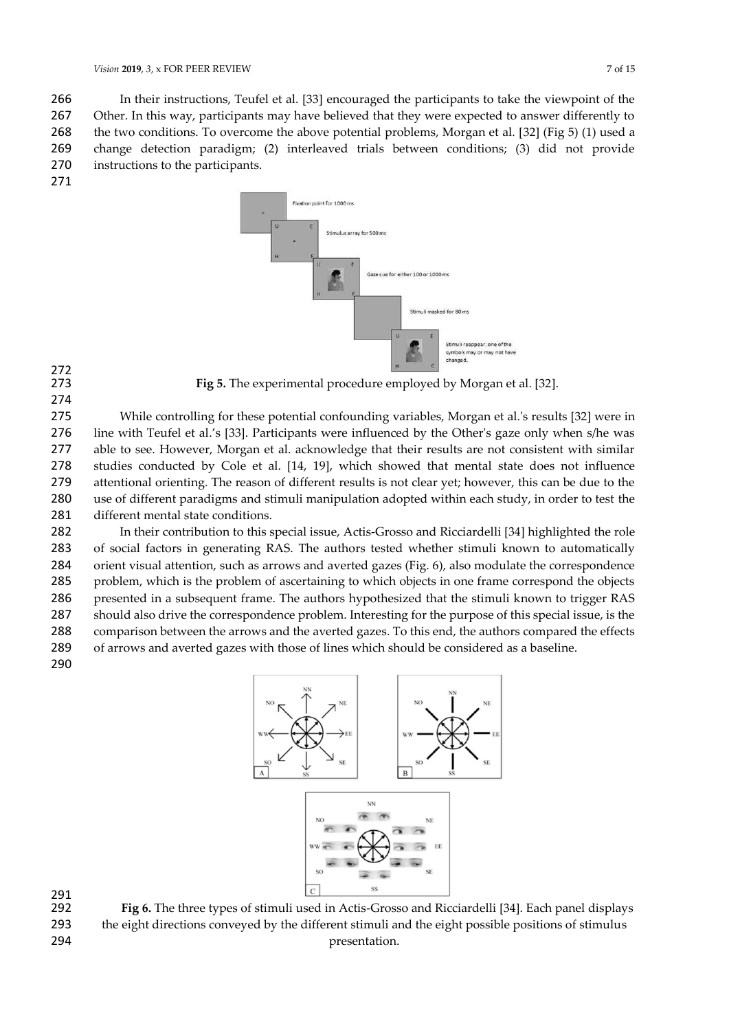In their instructions, Teufel et al. [33] encouraged the participants to take the viewpoint of the Other. In this way, participants may have believed that they were expected to answer differently to the two conditions. To overcome the above potential problems, Morgan et al. [32] (Fig 5) (1) used a change detection paradigm; (2) interleaved trials between conditions; (3) did not provide instructions to the participants.

**Fig 5.** The experimental procedure employed by Morgan et al. [32].

While controlling for these potential confounding variables, Morgan et al.'s results [32] were in line with Teufel et al.'s [33]. Participants were influenced by the Other's gaze only when s/he was able to see. However, Morgan et al. acknowledge that their results are not consistent with similar studies conducted by Cole et al. [14, 19], which showed that mental state does not influence attentional orienting. The reason of different results is not clear yet; however, this can be due to the use of different paradigms and stimuli manipulation adopted within each study, in order to test the different mental state conditions.

In their contribution to this special issue, Actis-Grosso and Ricciardelli [34] highlighted the role of social factors in generating RAS. The authors tested whether stimuli known to automatically orient visual attention, such as arrows and averted gazes (Fig. 6), also modulate the correspondence problem, which is the problem of ascertaining to which objects in one frame correspond the objects presented in a subsequent frame. The authors hypothesized that the stimuli known to trigger RAS should also drive the correspondence problem. Interesting for the purpose of this special issue, is the comparison between the arrows and the averted gazes. To this end, the authors compared the effects of arrows and averted gazes with those of lines which should be considered as a baseline.

**Fig 6.** The three types of stimuli used in Actis-Grosso and Ricciardelli [34]. Each panel displays the eight directions conveyed by the different stimuli and the eight possible positions of stimulus presentation.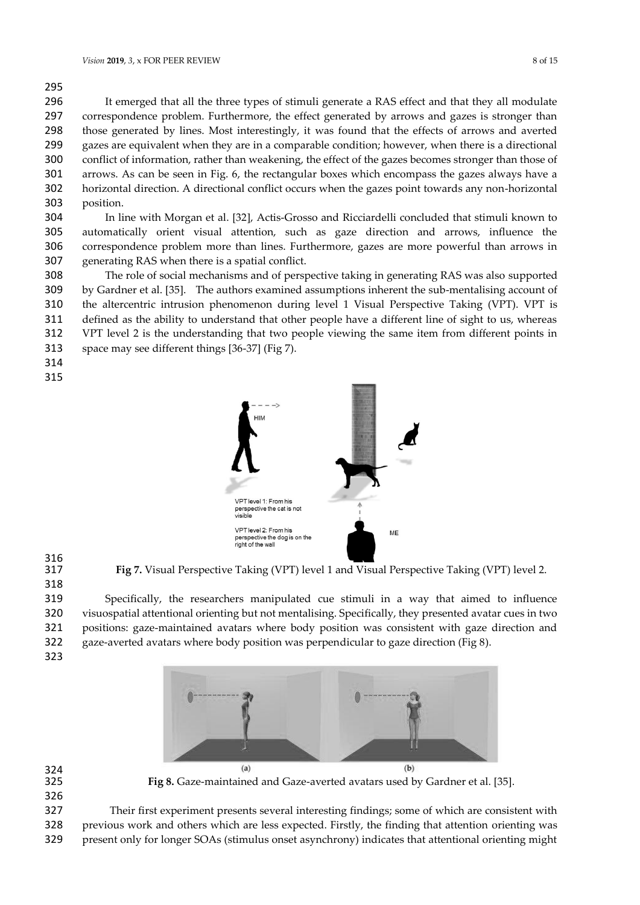It emerged that all the three types of stimuli generate a RAS effect and that they all modulate correspondence problem. Furthermore, the effect generated by arrows and gazes is stronger than those generated by lines. Most interestingly, it was found that the effects of arrows and averted gazes are equivalent when they are in a comparable condition; however, when there is a directional conflict of information, rather than weakening, the effect of the gazes becomes stronger than those of arrows. As can be seen in Fig. 6, the rectangular boxes which encompass the gazes always have a horizontal direction. A directional conflict occurs when the gazes point towards any non-horizontal position.

In line with Morgan et al. [32], Actis-Grosso and Ricciardelli concluded that stimuli known to automatically orient visual attention, such as gaze direction and arrows, influence the correspondence problem more than lines. Furthermore, gazes are more powerful than arrows in generating RAS when there is a spatial conflict.

The role of social mechanisms and of perspective taking in generating RAS was also supported by Gardner et al. [35]. The authors examined assumptions inherent the sub-mentalising account of the altercentric intrusion phenomenon during level 1 Visual Perspective Taking (VPT). VPT is defined as the ability to understand that other people have a different line of sight to us, whereas VPT level 2 is the understanding that two people viewing the same item from different points in space may see different things [36-37] (Fig 7).

**Fig 7.** Visual Perspective Taking (VPT) level 1 and Visual Perspective Taking (VPT) level 2.

Specifically, the researchers manipulated cue stimuli in a way that aimed to influence visuospatial attentional orienting but not mentalising. Specifically, they presented avatar cues in two positions: gaze-maintained avatars where body position was consistent with gaze direction and gaze-averted avatars where body position was perpendicular to gaze direction (Fig 8).

**Fig 8.** Gaze-maintained and Gaze-averted avatars used by Gardner et al. [35].

Their first experiment presents several interesting findings; some of which are consistent with previous work and others which are less expected. Firstly, the finding that attention orienting was present only for longer SOAs (stimulus onset asynchrony) indicates that attentional orienting might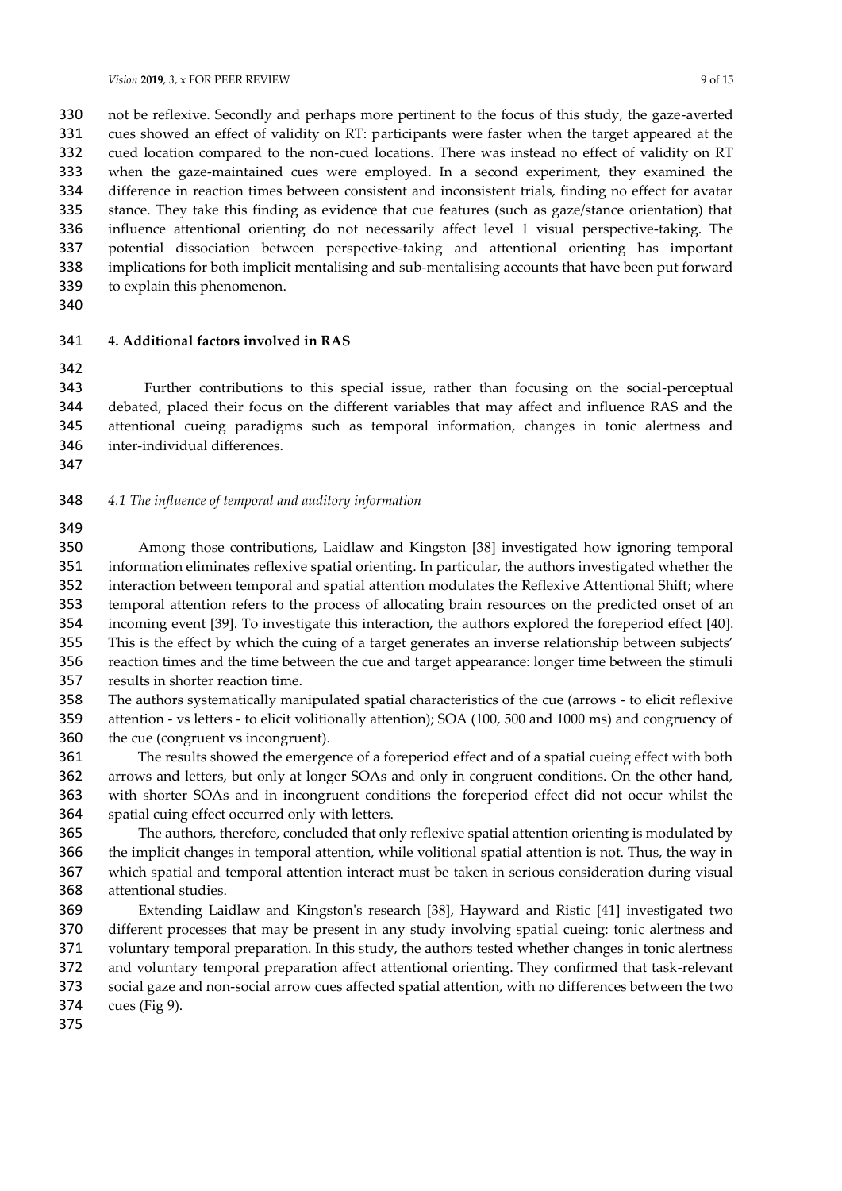not be reflexive. Secondly and perhaps more pertinent to the focus of this study, the gaze-averted cues showed an effect of validity on RT: participants were faster when the target appeared at the cued location compared to the non-cued locations. There was instead no effect of validity on RT when the gaze-maintained cues were employed. In a second experiment, they examined the difference in reaction times between consistent and inconsistent trials, finding no effect for avatar stance. They take this finding as evidence that cue features (such as gaze/stance orientation) that influence attentional orienting do not necessarily affect level 1 visual perspective-taking. The potential dissociation between perspective-taking and attentional orienting has important implications for both implicit mentalising and sub-mentalising accounts that have been put forward to explain this phenomenon.

## 4. Additional factors involved in RAS

Further contributions to this special issue, rather than focusing on the social-perceptual debated, placed their focus on the different variables that may affect and influence RAS and the attentional cueing paradigms such as temporal information, changes in tonic alertness and inter-individual differences.

### *4.1 The influence of temporal and auditory information*

Among those contributions, Laidlaw and Kingston [38] investigated how ignoring temporal information eliminates reflexive spatial orienting. In particular, the authors investigated whether the interaction between temporal and spatial attention modulates the Reflexive Attentional Shift; where temporal attention refers to the process of allocating brain resources on the predicted onset of an incoming event [39]. To investigate this interaction, the authors explored the foreperiod effect [40]. This is the effect by which the cuing of a target generates an inverse relationship between subjects' reaction times and the time between the cue and target appearance: longer time between the stimuli results in shorter reaction time.

The authors systematically manipulated spatial characteristics of the cue (arrows - to elicit reflexive attention - vs letters - to elicit volitionally attention); SOA (100, 500 and 1000 ms) and congruency of the cue (congruent vs incongruent).

The results showed the emergence of a foreperiod effect and of a spatial cueing effect with both arrows and letters, but only at longer SOAs and only in congruent conditions. On the other hand, with shorter SOAs and in incongruent conditions the foreperiod effect did not occur whilst the spatial cuing effect occurred only with letters.

The authors, therefore, concluded that only reflexive spatial attention orienting is modulated by the implicit changes in temporal attention, while volitional spatial attention is not. Thus, the way in which spatial and temporal attention interact must be taken in serious consideration during visual attentional studies.

Extending Laidlaw and Kingston's research [38], Hayward and Ristic [41] investigated two different processes that may be present in any study involving spatial cueing: tonic alertness and voluntary temporal preparation. In this study, the authors tested whether changes in tonic alertness and voluntary temporal preparation affect attentional orienting. They confirmed that task-relevant social gaze and non-social arrow cues affected spatial attention, with no differences between the two cues (Fig 9).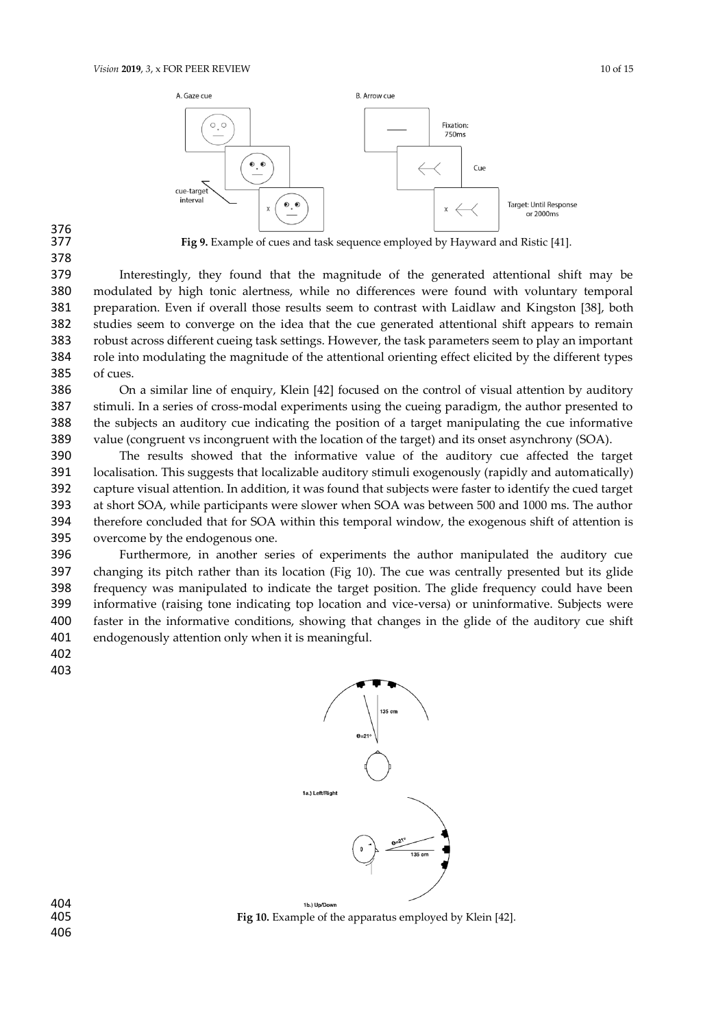**Fig 9.** Example of cues and task sequence employed by Hayward and Ristic [41].

Interestingly, they found that the magnitude of the generated attentional shift may be modulated by high tonic alertness, while no differences were found with voluntary temporal preparation. Even if overall those results seem to contrast with Laidlaw and Kingston [38], both studies seem to converge on the idea that the cue generated attentional shift appears to remain robust across different cueing task settings. However, the task parameters seem to play an important role into modulating the magnitude of the attentional orienting effect elicited by the different types of cues.

On a similar line of enquiry, Klein [42] focused on the control of visual attention by auditory stimuli. In a series of cross-modal experiments using the cueing paradigm, the author presented to the subjects an auditory cue indicating the position of a target manipulating the cue informative value (congruent vs incongruent with the location of the target) and its onset asynchrony (SOA).

The results showed that the informative value of the auditory cue affected the target localisation. This suggests that localizable auditory stimuli exogenously (rapidly and automatically) capture visual attention. In addition, it was found that subjects were faster to identify the cued target at short SOA, while participants were slower when SOA was between 500 and 1000 ms. The author therefore concluded that for SOA within this temporal window, the exogenous shift of attention is overcome by the endogenous one.

Furthermore, in another series of experiments the author manipulated the auditory cue changing its pitch rather than its location (Fig 10). The cue was centrally presented but its glide frequency was manipulated to indicate the target position. The glide frequency could have been informative (raising tone indicating top location and vice-versa) or uninformative. Subjects were faster in the informative conditions, showing that changes in the glide of the auditory cue shift endogenously attention only when it is meaningful.

**Fig 10.** Example of the apparatus employed by Klein [42].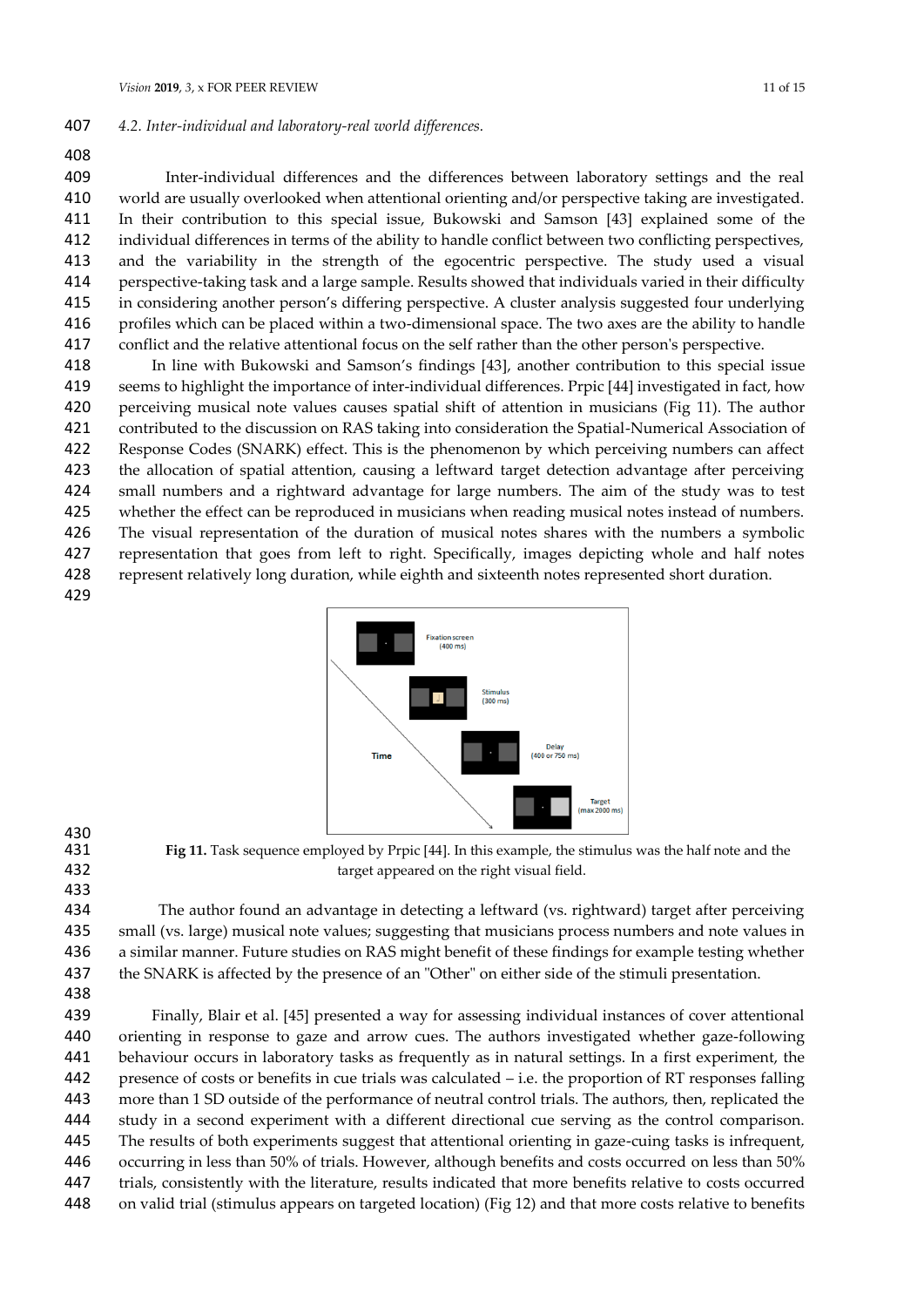### 4.2. Inter-individual and laboratory-real world differences.

Inter-individual differences and the differences between laboratory settings and the real world are usually overlooked when attentional orienting and/or perspective taking are investigated. In their contribution to this special issue, Bukowski and Samson [43] explained some of the individual differences in terms of the ability to handle conflict between two conflicting perspectives, and the variability in the strength of the egocentric perspective. The study used a visual perspective-taking task and a large sample. Results showed that individuals varied in their difficulty in considering another person's differing perspective. A cluster analysis suggested four underlying profiles which can be placed within a two-dimensional space. The two axes are the ability to handle conflict and the relative attentional focus on the self rather than the other person's perspective.

In line with Bukowski and Samson's findings [43], another contribution to this special issue seems to highlight the importance of inter-individual differences. Prpic [44] investigated in fact, how perceiving musical note values causes spatial shift of attention in musicians (Fig 11). The author contributed to the discussion on RAS taking into consideration the Spatial-Numerical Association of Response Codes (SNARK) effect. This is the phenomenon by which perceiving numbers can affect the allocation of spatial attention, causing a leftward target detection advantage after perceiving small numbers and a rightward advantage for large numbers. The aim of the study was to test whether the effect can be reproduced in musicians when reading musical notes instead of numbers. The visual representation of the duration of musical notes shares with the numbers a symbolic representation that goes from left to right. Specifically, images depicting whole and half notes represent relatively long duration, while eighth and sixteenth notes represented short duration.

**Fig 11.** Task sequence employed by Prpic [44]. In this example, the stimulus was the half note and the target appeared on the right visual field.

The author found an advantage in detecting a leftward (vs. rightward) target after perceiving small (vs. large) musical note values; suggesting that musicians process numbers and note values in a similar manner. Future studies on RAS might benefit of these findings for example testing whether the SNARK is affected by the presence of an "Other" on either side of the stimuli presentation.

Finally, Blair et al. [45] presented a way for assessing individual instances of cover attentional orienting in response to gaze and arrow cues. The authors investigated whether gaze-following behaviour occurs in laboratory tasks as frequently as in natural settings. In a first experiment, the presence of costs or benefits in cue trials was calculated – i.e. the proportion of RT responses falling more than 1 SD outside of the performance of neutral control trials. The authors, then, replicated the study in a second experiment with a different directional cue serving as the control comparison. The results of both experiments suggest that attentional orienting in gaze-cuing tasks is infrequent, occurring in less than 50% of trials. However, although benefits and costs occurred on less than 50% trials, consistently with the literature, results indicated that more benefits relative to costs occurred on valid trial (stimulus appears on targeted location) (Fig 12) and that more costs relative to benefits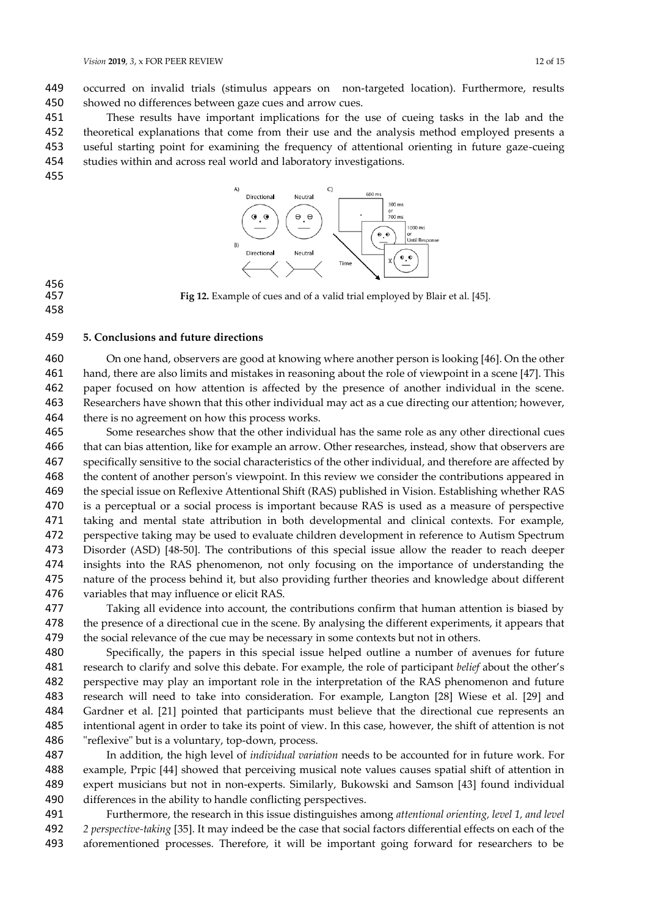occurred on invalid trials (stimulus appears on non-targeted location). Furthermore, results showed no differences between gaze cues and arrow cues.

These results have important implications for the use of cueing tasks in the lab and the theoretical explanations that come from their use and the analysis method employed presents a useful starting point for examining the frequency of attentional orienting in future gaze-cueing studies within and across real world and laboratory investigations.

**Fig 12.** Example of cues and of a valid trial employed by Blair et al. [45].

## 5. Conclusions and future directions

On one hand, observers are good at knowing where another person is looking [46]. On the other hand, there are also limits and mistakes in reasoning about the role of viewpoint in a scene [47]. This paper focused on how attention is affected by the presence of another individual in the scene. Researchers have shown that this other individual may act as a cue directing our attention; however, there is no agreement on how this process works.

Some researches show that the other individual has the same role as any other directional cues that can bias attention, like for example an arrow. Other researches, instead, show that observers are specifically sensitive to the social characteristics of the other individual, and therefore are affected by the content of another person's viewpoint. In this review we consider the contributions appeared in the special issue on Reflexive Attentional Shift (RAS) published in Vision. Establishing whether RAS is a perceptual or a social process is important because RAS is used as a measure of perspective taking and mental state attribution in both developmental and clinical contexts. For example, perspective taking may be used to evaluate children development in reference to Autism Spectrum Disorder (ASD) [48-50]. The contributions of this special issue allow the reader to reach deeper insights into the RAS phenomenon, not only focusing on the importance of understanding the nature of the process behind it, but also providing further theories and knowledge about different variables that may influence or elicit RAS.

Taking all evidence into account, the contributions confirm that human attention is biased by the presence of a directional cue in the scene. By analysing the different experiments, it appears that the social relevance of the cue may be necessary in some contexts but not in others.

Specifically, the papers in this special issue helped outline a number of avenues for future research to clarify and solve this debate. For example, the role of participant *belief* about the other's perspective may play an important role in the interpretation of the RAS phenomenon and future research will need to take into consideration. For example, Langton [28] Wiese et al. [29] and Gardner et al. [21] pointed that participants must believe that the directional cue represents an intentional agent in order to take its point of view. In this case, however, the shift of attention is not "reflexive" but is a voluntary, top-down, process.

In addition, the high level of *individual variation* needs to be accounted for in future work. For example, Prpic [44] showed that perceiving musical note values causes spatial shift of attention in expert musicians but not in non-experts. Similarly, Bukowski and Samson [43] found individual differences in the ability to handle conflicting perspectives.

Furthermore, the research in this issue distinguishes among *attentional orienting, level 1, and level 2 perspective-taking* [35]. It may indeed be the case that social factors differential effects on each of the aforementioned processes. Therefore, it will be important going forward for researchers to be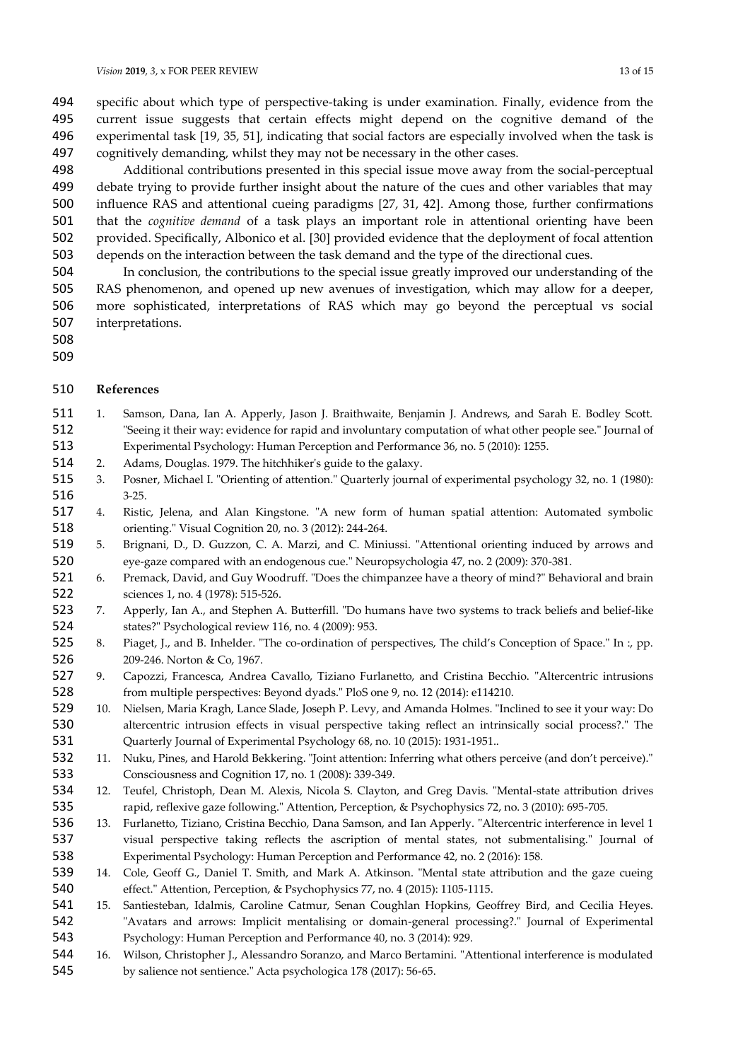specific about which type of perspective-taking is under examination. Finally, evidence from the current issue suggests that certain effects might depend on the cognitive demand of the experimental task [19, 35, 51], indicating that social factors are especially involved when the task is cognitively demanding, whilst they may not be necessary in the other cases.

Additional contributions presented in this special issue move away from the social-perceptual debate trying to provide further insight about the nature of the cues and other variables that may influence RAS and attentional cueing paradigms [27, 31, 42]. Among those, further confirmations that the *cognitive demand* of a task plays an important role in attentional orienting have been provided. Specifically, Albonico et al. [30] provided evidence that the deployment of focal attention depends on the interaction between the task demand and the type of the directional cues.

In conclusion, the contributions to the special issue greatly improved our understanding of the RAS phenomenon, and opened up new avenues of investigation, which may allow for a deeper, more sophisticated, interpretations of RAS which may go beyond the perceptual vs social interpretations.

## References

1. Samson, Dana, Ian A. Apperly, Jason J. Braithwaite, Benjamin J. Andrews, and Sarah E. Bodley Scott. "Seeing it their way: evidence for rapid and involuntary computation of what other people see." Journal of Experimental Psychology: Human Perception and Performance 36, no. 5 (2010): 1255.
2. Adams, Douglas. 1979. The hitchhiker's guide to the galaxy.
3. Posner, Michael I. "Orienting of attention." Quarterly journal of experimental psychology 32, no. 1 (1980): 3-25.
4. Ristic, Jelena, and Alan Kingstone. "A new form of human spatial attention: Automated symbolic orienting." Visual Cognition 20, no. 3 (2012): 244-264.
5. Brignani, D., D. Guzzon, C. A. Marzi, and C. Miniussi. "Attentional orienting induced by arrows and eye-gaze compared with an endogenous cue." Neuropsychologia 47, no. 2 (2009): 370-381.
6. Premack, David, and Guy Woodruff. "Does the chimpanzee have a theory of mind?" Behavioral and brain sciences 1, no. 4 (1978): 515-526.
7. Apperly, Ian A., and Stephen A. Butterfill. "Do humans have two systems to track beliefs and belief-like states?" Psychological review 116, no. 4 (2009): 953.
8. Piaget, J., and B. Inhelder. "The co-ordination of perspectives, The child's Conception of Space." In :, pp. 209-246. Norton & Co, 1967.
9. Capozzi, Francesca, Andrea Cavallo, Tiziano Furlanetto, and Cristina Becchio. "Altercentric intrusions from multiple perspectives: Beyond dyads." PloS one 9, no. 12 (2014): e114210.
10. Nielsen, Maria Kragh, Lance Slade, Joseph P. Levy, and Amanda Holmes. "Inclined to see it your way: Do altercentric intrusion effects in visual perspective taking reflect an intrinsically social process?." The Quarterly Journal of Experimental Psychology 68, no. 10 (2015): 1931-1951..
11. Nuku, Pines, and Harold Bekkering. "Joint attention: Inferring what others perceive (and don't perceive)." Consciousness and Cognition 17, no. 1 (2008): 339-349.
12. Teufel, Christoph, Dean M. Alexis, Nicola S. Clayton, and Greg Davis. "Mental-state attribution drives rapid, reflexive gaze following." Attention, Perception, & Psychophysics 72, no. 3 (2010): 695-705.
13. Furlanetto, Tiziano, Cristina Becchio, Dana Samson, and Ian Apperly. "Altercentric interference in level 1 visual perspective taking reflects the ascription of mental states, not submentalising." Journal of Experimental Psychology: Human Perception and Performance 42, no. 2 (2016): 158.
14. Cole, Geoff G., Daniel T. Smith, and Mark A. Atkinson. "Mental state attribution and the gaze cueing effect." Attention, Perception, & Psychophysics 77, no. 4 (2015): 1105-1115.
15. Santiesteban, Idalmis, Caroline Catmur, Senan Coughlan Hopkins, Geoffrey Bird, and Cecilia Heyes. "Avatars and arrows: Implicit mentalising or domain-general processing?." Journal of Experimental Psychology: Human Perception and Performance 40, no. 3 (2014): 929.
16. Wilson, Christopher J., Alessandro Soranzo, and Marco Bertamini. "Attentional interference is modulated by salience not sentience." Acta psychologica 178 (2017): 56-65.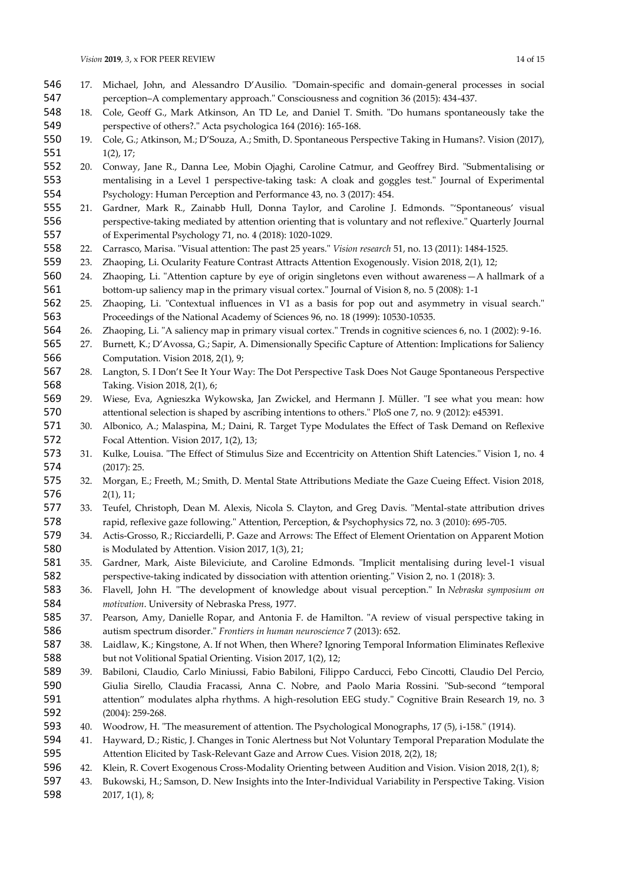17. Michael, John, and Alessandro D'Ausilio. "Domain-specific and domain-general processes in social perception–A complementary approach." Consciousness and cognition 36 (2015): 434-437.
18. Cole, Geoff G., Mark Atkinson, An TD Le, and Daniel T. Smith. "Do humans spontaneously take the perspective of others?." Acta psychologica 164 (2016): 165-168.
19. Cole, G.; Atkinson, M.; D'Souza, A.; Smith, D. Spontaneous Perspective Taking in Humans?. Vision (2017), 1(2), 17;
20. Conway, Jane R., Danna Lee, Mobin Ojaghi, Caroline Catmur, and Geoffrey Bird. "Submentalising or mentalising in a Level 1 perspective-taking task: A cloak and goggles test." Journal of Experimental Psychology: Human Perception and Performance 43, no. 3 (2017): 454.
21. Gardner, Mark R., Zainabb Hull, Donna Taylor, and Caroline J. Edmonds. "'Spontaneous' visual perspective-taking mediated by attention orienting that is voluntary and not reflexive." Quarterly Journal of Experimental Psychology 71, no. 4 (2018): 1020-1029.
22. Carrasco, Marisa. "Visual attention: The past 25 years." *Vision research* 51, no. 13 (2011): 1484-1525.
23. Zhaoping, Li. Ocularity Feature Contrast Attracts Attention Exogenously. Vision 2018, 2(1), 12;
24. Zhaoping, Li. "Attention capture by eye of origin singletons even without awareness—A hallmark of a bottom-up saliency map in the primary visual cortex." Journal of Vision 8, no. 5 (2008): 1-1
25. Zhaoping, Li. "Contextual influences in V1 as a basis for pop out and asymmetry in visual search." Proceedings of the National Academy of Sciences 96, no. 18 (1999): 10530-10535.
26. Zhaoping, Li. "A saliency map in primary visual cortex." Trends in cognitive sciences 6, no. 1 (2002): 9-16.
27. Burnett, K.; D'Avossa, G.; Sapir, A. Dimensionally Specific Capture of Attention: Implications for Saliency Computation. Vision 2018, 2(1), 9;
28. Langton, S. I Don't See It Your Way: The Dot Perspective Task Does Not Gauge Spontaneous Perspective Taking. Vision 2018, 2(1), 6;
29. Wiese, Eva, Agnieszka Wykowska, Jan Zwickel, and Hermann J. Müller. "I see what you mean: how attentional selection is shaped by ascribing intentions to others." PloS one 7, no. 9 (2012): e45391.
30. Albonico, A.; Malaspina, M.; Daini, R. Target Type Modulates the Effect of Task Demand on Reflexive Focal Attention. Vision 2017, 1(2), 13;
31. Kulke, Louisa. "The Effect of Stimulus Size and Eccentricity on Attention Shift Latencies." Vision 1, no. 4 (2017): 25.
32. Morgan, E.; Freeth, M.; Smith, D. Mental State Attributions Mediate the Gaze Cueing Effect. Vision 2018, 2(1), 11;
33. Teufel, Christoph, Dean M. Alexis, Nicola S. Clayton, and Greg Davis. "Mental-state attribution drives rapid, reflexive gaze following." Attention, Perception, & Psychophysics 72, no. 3 (2010): 695-705.
34. Actis-Grosso, R.; Ricciardelli, P. Gaze and Arrows: The Effect of Element Orientation on Apparent Motion is Modulated by Attention. Vision 2017, 1(3), 21;
35. Gardner, Mark, Aiste Bileviciute, and Caroline Edmonds. "Implicit mentalising during level-1 visual perspective-taking indicated by dissociation with attention orienting." Vision 2, no. 1 (2018): 3.
36. Flavell, John H. "The development of knowledge about visual perception." In *Nebraska symposium on motivation*. University of Nebraska Press, 1977.
37. Pearson, Amy, Danielle Ropar, and Antonia F. de Hamilton. "A review of visual perspective taking in autism spectrum disorder." *Frontiers in human neuroscience* 7 (2013): 652.
38. Laidlaw, K.; Kingstone, A. If not When, then Where? Ignoring Temporal Information Eliminates Reflexive but not Volitional Spatial Orienting. Vision 2017, 1(2), 12;
39. Babiloni, Claudio, Carlo Miniussi, Fabio Babiloni, Filippo Carducci, Febo Cincotti, Claudio Del Percio, Giulia Sirello, Claudia Fracassi, Anna C. Nobre, and Paolo Maria Rossini. "Sub-second "temporal attention" modulates alpha rhythms. A high-resolution EEG study." Cognitive Brain Research 19, no. 3 (2004): 259-268.
40. Woodrow, H. "The measurement of attention. The Psychological Monographs, 17 (5), i-158." (1914).
41. Hayward, D.; Ristic, J. Changes in Tonic Alertness but Not Voluntary Temporal Preparation Modulate the Attention Elicited by Task-Relevant Gaze and Arrow Cues. Vision 2018, 2(2), 18;
42. Klein, R. Covert Exogenous Cross-Modality Orienting between Audition and Vision. Vision 2018, 2(1), 8;
43. Bukowski, H.; Samson, D. New Insights into the Inter-Individual Variability in Perspective Taking. Vision 2017, 1(1), 8;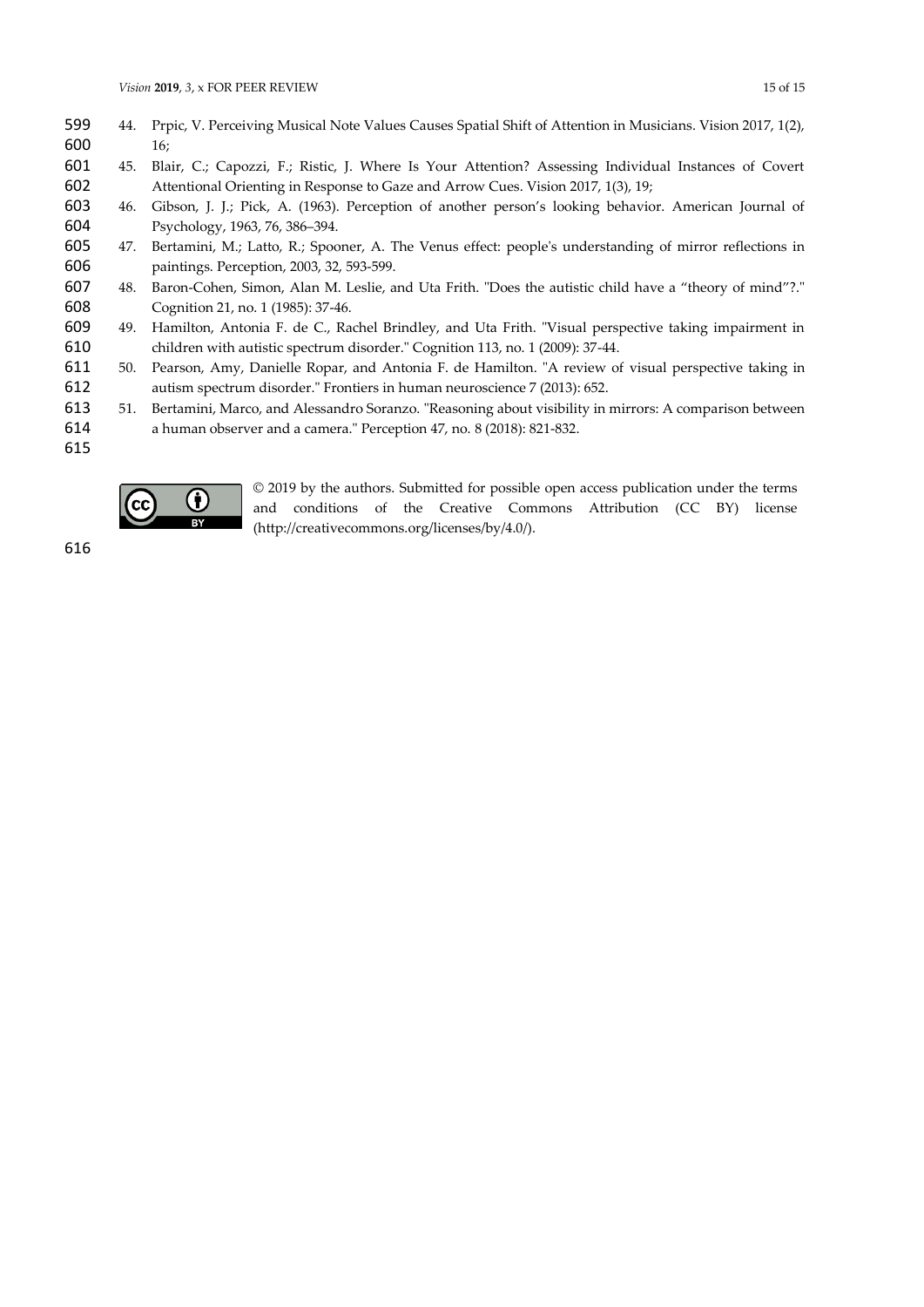44. Prpic, V. Perceiving Musical Note Values Causes Spatial Shift of Attention in Musicians. Vision 2017, 1(2), 16;
45. Blair, C.; Capozzi, F.; Ristic, J. Where Is Your Attention? Assessing Individual Instances of Covert Attentional Orienting in Response to Gaze and Arrow Cues. Vision 2017, 1(3), 19;
46. Gibson, J. J.; Pick, A. (1963). Perception of another person's looking behavior. American Journal of Psychology, 1963, 76, 386–394.
47. Bertamini, M.; Latto, R.; Spooner, A. The Venus effect: people's understanding of mirror reflections in paintings. Perception, 2003, 32, 593-599.
48. Baron-Cohen, Simon, Alan M. Leslie, and Uta Frith. "Does the autistic child have a "theory of mind"?." Cognition 21, no. 1 (1985): 37-46.
49. Hamilton, Antonia F. de C., Rachel Brindley, and Uta Frith. "Visual perspective taking impairment in children with autistic spectrum disorder." Cognition 113, no. 1 (2009): 37-44.
50. Pearson, Amy, Danielle Ropar, and Antonia F. de Hamilton. "A review of visual perspective taking in autism spectrum disorder." Frontiers in human neuroscience 7 (2013): 652.
51. Bertamini, Marco, and Alessandro Soranzo. "Reasoning about visibility in mirrors: A comparison between a human observer and a camera." Perception 47, no. 8 (2018): 821-832.

© 2019 by the authors. Submitted for possible open access publication under the terms and conditions of the Creative Commons Attribution (CC BY) license (http://creativecommons.org/licenses/by/4.0/).